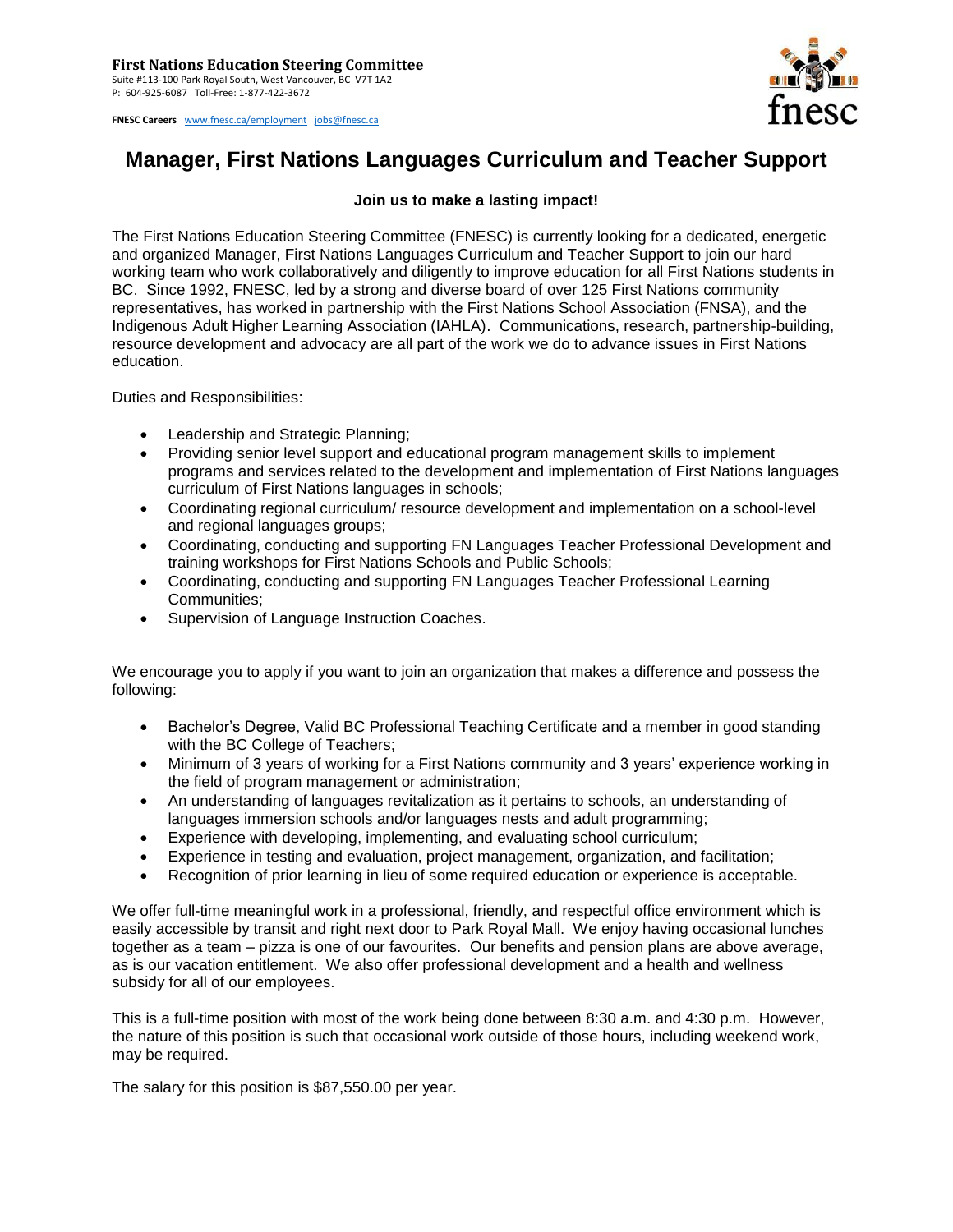**First Nations Education Steering Committee**
Suite #113-100 Park Royal South, West Vancouver, BC V7T 1A2
P: 604-925-6087 Toll-Free: 1-877-422-3672

**FNESC Careers** www.fnesc.ca/employment jobs@fnesc.ca

# Manager, First Nations Languages Curriculum and Teacher Support

**Join us to make a lasting impact!**

The First Nations Education Steering Committee (FNESC) is currently looking for a dedicated, energetic and organized Manager, First Nations Languages Curriculum and Teacher Support to join our hard working team who work collaboratively and diligently to improve education for all First Nations students in BC. Since 1992, FNESC, led by a strong and diverse board of over 125 First Nations community representatives, has worked in partnership with the First Nations School Association (FNSA), and the Indigenous Adult Higher Learning Association (IAHLA). Communications, research, partnership-building, resource development and advocacy are all part of the work we do to advance issues in First Nations education.

Duties and Responsibilities:

- Leadership and Strategic Planning;
- Providing senior level support and educational program management skills to implement programs and services related to the development and implementation of First Nations languages curriculum of First Nations languages in schools;
- Coordinating regional curriculum/ resource development and implementation on a school-level and regional languages groups;
- Coordinating, conducting and supporting FN Languages Teacher Professional Development and training workshops for First Nations Schools and Public Schools;
- Coordinating, conducting and supporting FN Languages Teacher Professional Learning Communities;
- Supervision of Language Instruction Coaches.

We encourage you to apply if you want to join an organization that makes a difference and possess the following:

- Bachelor's Degree, Valid BC Professional Teaching Certificate and a member in good standing with the BC College of Teachers;
- Minimum of 3 years of working for a First Nations community and 3 years' experience working in the field of program management or administration;
- An understanding of languages revitalization as it pertains to schools, an understanding of languages immersion schools and/or languages nests and adult programming;
- Experience with developing, implementing, and evaluating school curriculum;
- Experience in testing and evaluation, project management, organization, and facilitation;
- Recognition of prior learning in lieu of some required education or experience is acceptable.

We offer full-time meaningful work in a professional, friendly, and respectful office environment which is easily accessible by transit and right next door to Park Royal Mall. We enjoy having occasional lunches together as a team – pizza is one of our favourites. Our benefits and pension plans are above average, as is our vacation entitlement. We also offer professional development and a health and wellness subsidy for all of our employees.

This is a full-time position with most of the work being done between 8:30 a.m. and 4:30 p.m. However, the nature of this position is such that occasional work outside of those hours, including weekend work, may be required.

The salary for this position is $87,550.00 per year.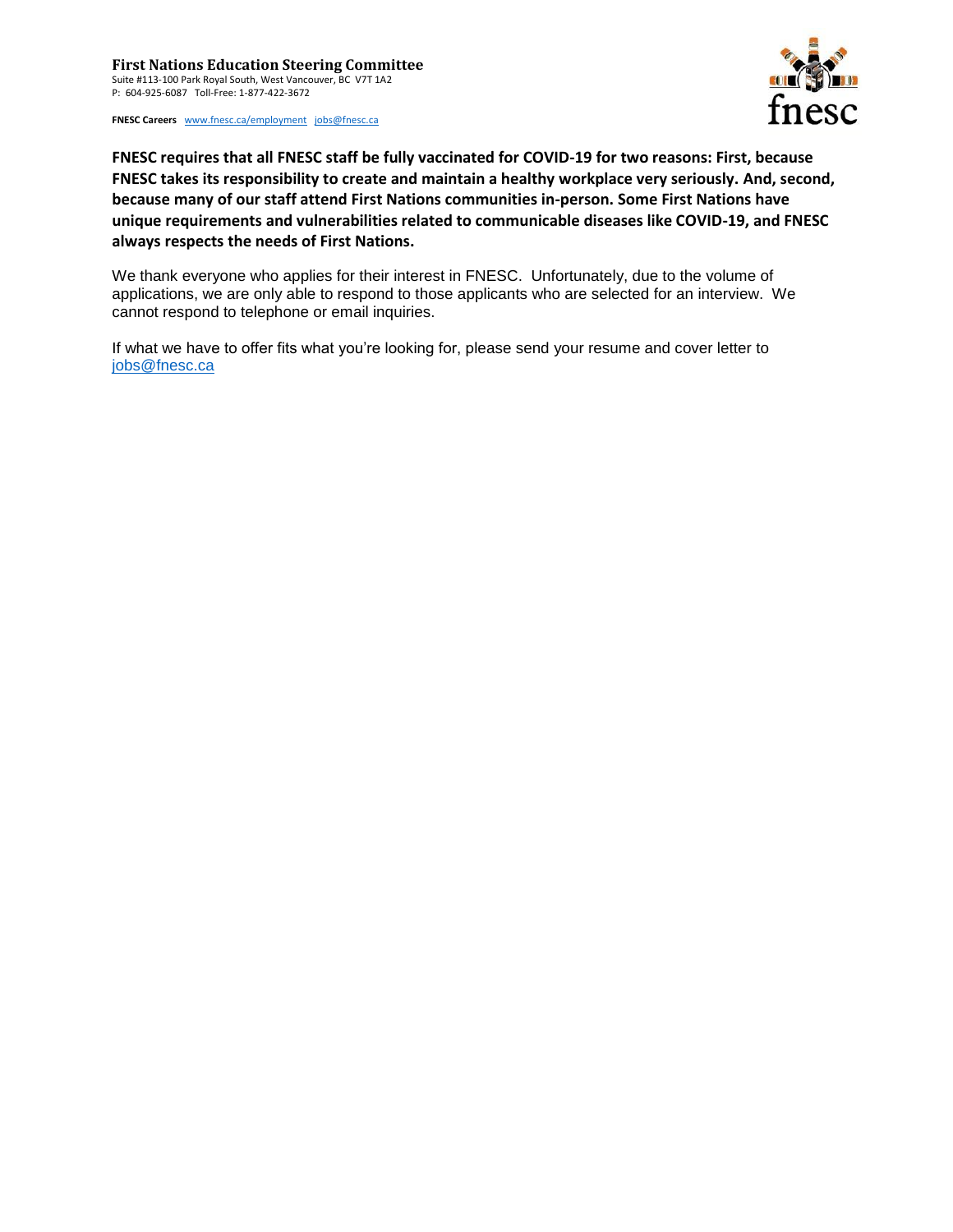**First Nations Education Steering Committee**
Suite #113-100 Park Royal South, West Vancouver, BC V7T 1A2
P: 604-925-6087 Toll-Free: 1-877-422-3672

**FNESC Careers** www.fnesc.ca/employment jobs@fnesc.ca

**FNESC requires that all FNESC staff be fully vaccinated for COVID-19 for two reasons: First, because FNESC takes its responsibility to create and maintain a healthy workplace very seriously. And, second, because many of our staff attend First Nations communities in-person. Some First Nations have unique requirements and vulnerabilities related to communicable diseases like COVID-19, and FNESC always respects the needs of First Nations.**

We thank everyone who applies for their interest in FNESC. Unfortunately, due to the volume of applications, we are only able to respond to those applicants who are selected for an interview. We cannot respond to telephone or email inquiries.

If what we have to offer fits what you're looking for, please send your resume and cover letter to jobs@fnesc.ca